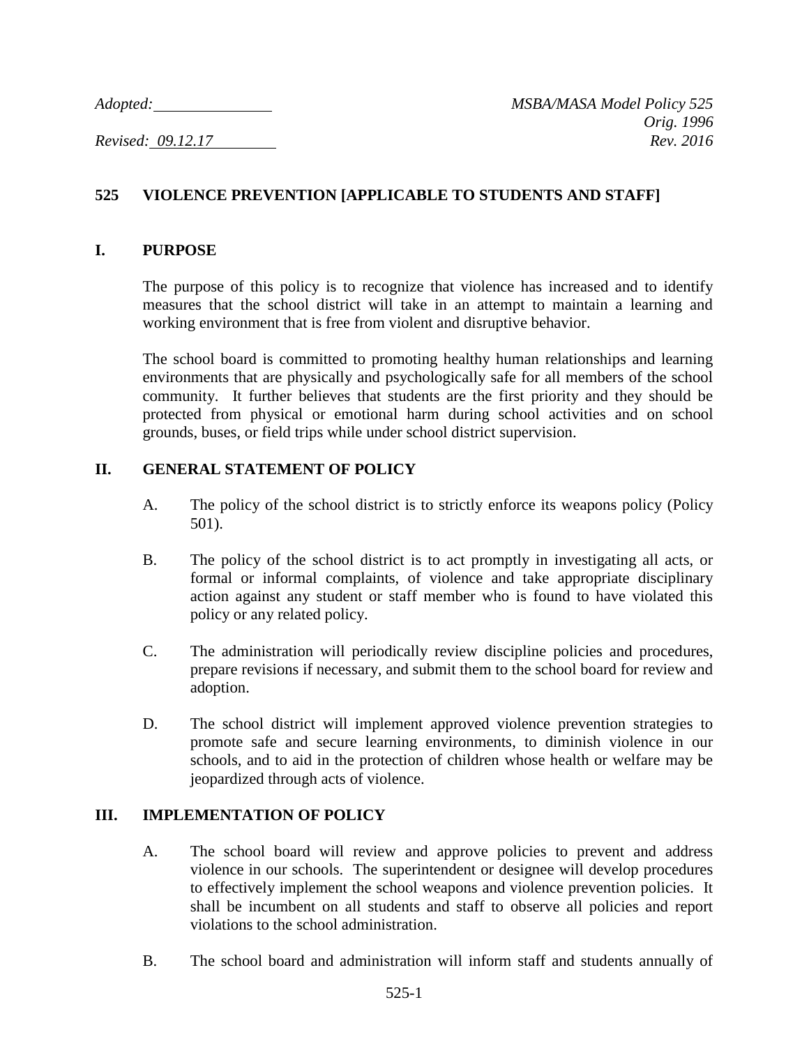*Adopted:* \_\_\_\_\_\_\_\_\_\_\_\_\_\_ *MSBA/MASA Model Policy 525*
*Orig. 1996*
*Revised: 09.12.17* *Rev. 2016*

## 525 VIOLENCE PREVENTION [APPLICABLE TO STUDENTS AND STAFF]

### I. PURPOSE

The purpose of this policy is to recognize that violence has increased and to identify measures that the school district will take in an attempt to maintain a learning and working environment that is free from violent and disruptive behavior.

The school board is committed to promoting healthy human relationships and learning environments that are physically and psychologically safe for all members of the school community. It further believes that students are the first priority and they should be protected from physical or emotional harm during school activities and on school grounds, buses, or field trips while under school district supervision.

### II. GENERAL STATEMENT OF POLICY

A. The policy of the school district is to strictly enforce its weapons policy (Policy 501).

B. The policy of the school district is to act promptly in investigating all acts, or formal or informal complaints, of violence and take appropriate disciplinary action against any student or staff member who is found to have violated this policy or any related policy.

C. The administration will periodically review discipline policies and procedures, prepare revisions if necessary, and submit them to the school board for review and adoption.

D. The school district will implement approved violence prevention strategies to promote safe and secure learning environments, to diminish violence in our schools, and to aid in the protection of children whose health or welfare may be jeopardized through acts of violence.

### III. IMPLEMENTATION OF POLICY

A. The school board will review and approve policies to prevent and address violence in our schools. The superintendent or designee will develop procedures to effectively implement the school weapons and violence prevention policies. It shall be incumbent on all students and staff to observe all policies and report violations to the school administration.

B. The school board and administration will inform staff and students annually of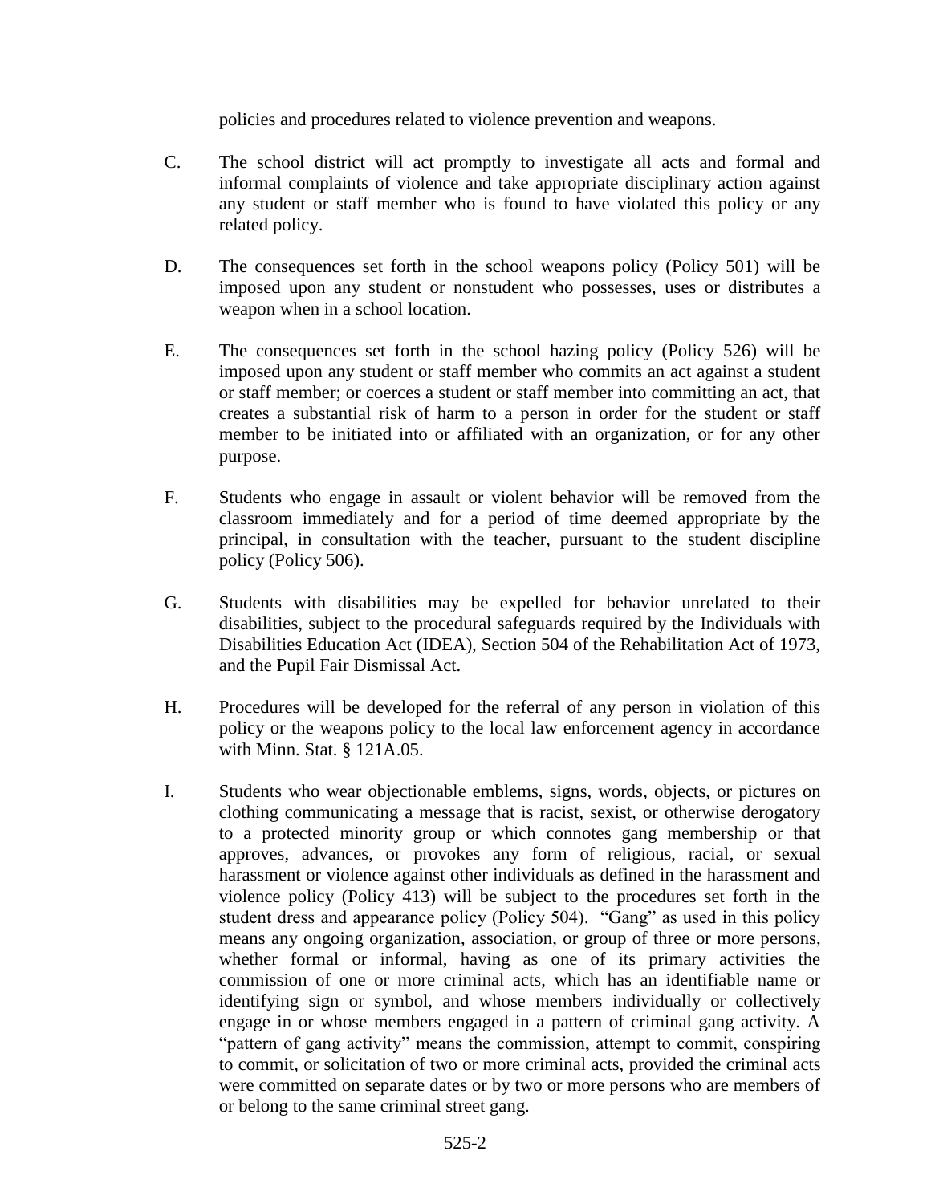policies and procedures related to violence prevention and weapons.

C. The school district will act promptly to investigate all acts and formal and informal complaints of violence and take appropriate disciplinary action against any student or staff member who is found to have violated this policy or any related policy.

D. The consequences set forth in the school weapons policy (Policy 501) will be imposed upon any student or nonstudent who possesses, uses or distributes a weapon when in a school location.

E. The consequences set forth in the school hazing policy (Policy 526) will be imposed upon any student or staff member who commits an act against a student or staff member; or coerces a student or staff member into committing an act, that creates a substantial risk of harm to a person in order for the student or staff member to be initiated into or affiliated with an organization, or for any other purpose.

F. Students who engage in assault or violent behavior will be removed from the classroom immediately and for a period of time deemed appropriate by the principal, in consultation with the teacher, pursuant to the student discipline policy (Policy 506).

G. Students with disabilities may be expelled for behavior unrelated to their disabilities, subject to the procedural safeguards required by the Individuals with Disabilities Education Act (IDEA), Section 504 of the Rehabilitation Act of 1973, and the Pupil Fair Dismissal Act.

H. Procedures will be developed for the referral of any person in violation of this policy or the weapons policy to the local law enforcement agency in accordance with Minn. Stat. § 121A.05.

I. Students who wear objectionable emblems, signs, words, objects, or pictures on clothing communicating a message that is racist, sexist, or otherwise derogatory to a protected minority group or which connotes gang membership or that approves, advances, or provokes any form of religious, racial, or sexual harassment or violence against other individuals as defined in the harassment and violence policy (Policy 413) will be subject to the procedures set forth in the student dress and appearance policy (Policy 504). "Gang" as used in this policy means any ongoing organization, association, or group of three or more persons, whether formal or informal, having as one of its primary activities the commission of one or more criminal acts, which has an identifiable name or identifying sign or symbol, and whose members individually or collectively engage in or whose members engaged in a pattern of criminal gang activity. A "pattern of gang activity" means the commission, attempt to commit, conspiring to commit, or solicitation of two or more criminal acts, provided the criminal acts were committed on separate dates or by two or more persons who are members of or belong to the same criminal street gang.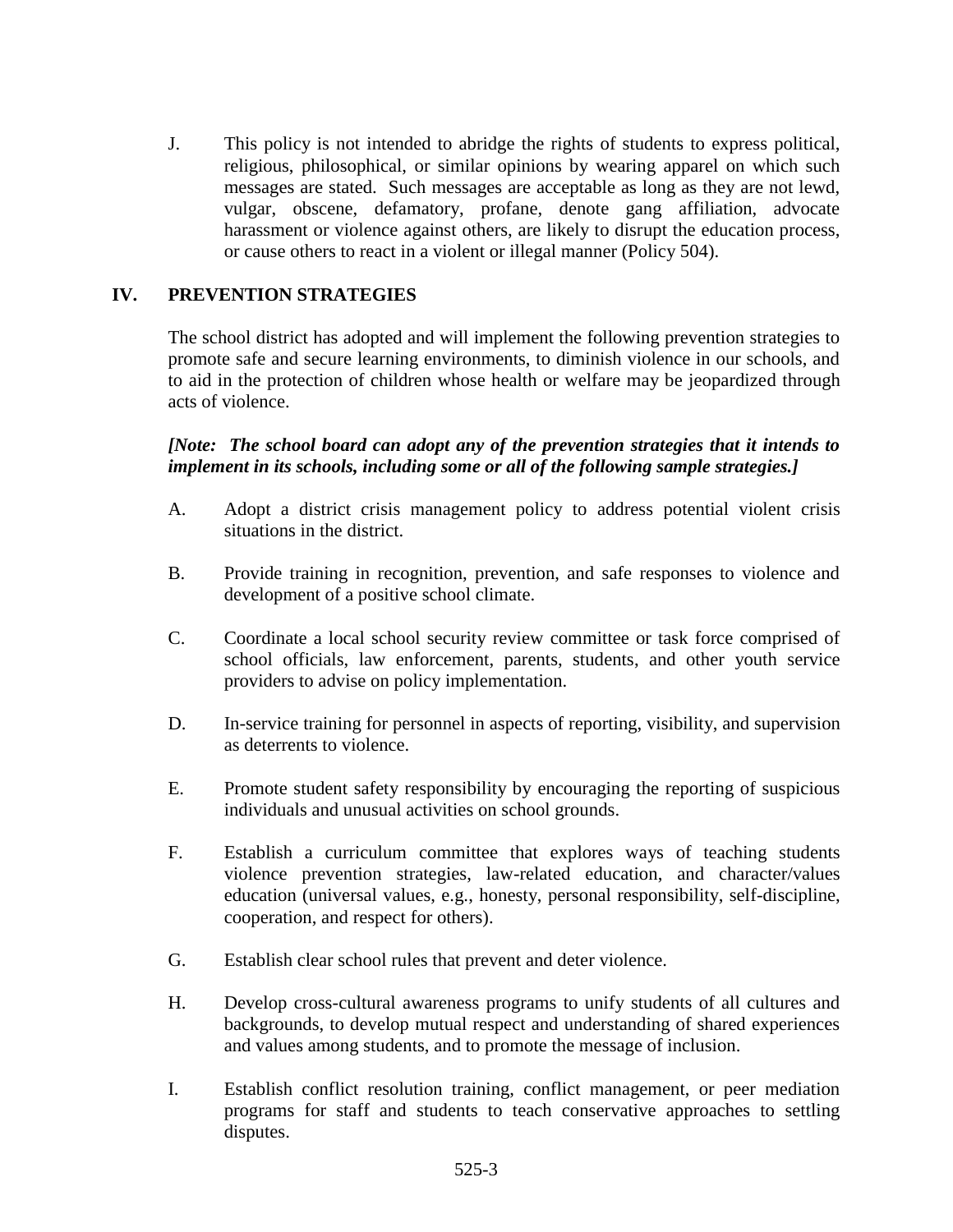J. This policy is not intended to abridge the rights of students to express political, religious, philosophical, or similar opinions by wearing apparel on which such messages are stated. Such messages are acceptable as long as they are not lewd, vulgar, obscene, defamatory, profane, denote gang affiliation, advocate harassment or violence against others, are likely to disrupt the education process, or cause others to react in a violent or illegal manner (Policy 504).

## IV. PREVENTION STRATEGIES

The school district has adopted and will implement the following prevention strategies to promote safe and secure learning environments, to diminish violence in our schools, and to aid in the protection of children whose health or welfare may be jeopardized through acts of violence.

***[Note: The school board can adopt any of the prevention strategies that it intends to implement in its schools, including some or all of the following sample strategies.]***

A. Adopt a district crisis management policy to address potential violent crisis situations in the district.

B. Provide training in recognition, prevention, and safe responses to violence and development of a positive school climate.

C. Coordinate a local school security review committee or task force comprised of school officials, law enforcement, parents, students, and other youth service providers to advise on policy implementation.

D. In-service training for personnel in aspects of reporting, visibility, and supervision as deterrents to violence.

E. Promote student safety responsibility by encouraging the reporting of suspicious individuals and unusual activities on school grounds.

F. Establish a curriculum committee that explores ways of teaching students violence prevention strategies, law-related education, and character/values education (universal values, e.g., honesty, personal responsibility, self-discipline, cooperation, and respect for others).

G. Establish clear school rules that prevent and deter violence.

H. Develop cross-cultural awareness programs to unify students of all cultures and backgrounds, to develop mutual respect and understanding of shared experiences and values among students, and to promote the message of inclusion.

I. Establish conflict resolution training, conflict management, or peer mediation programs for staff and students to teach conservative approaches to settling disputes.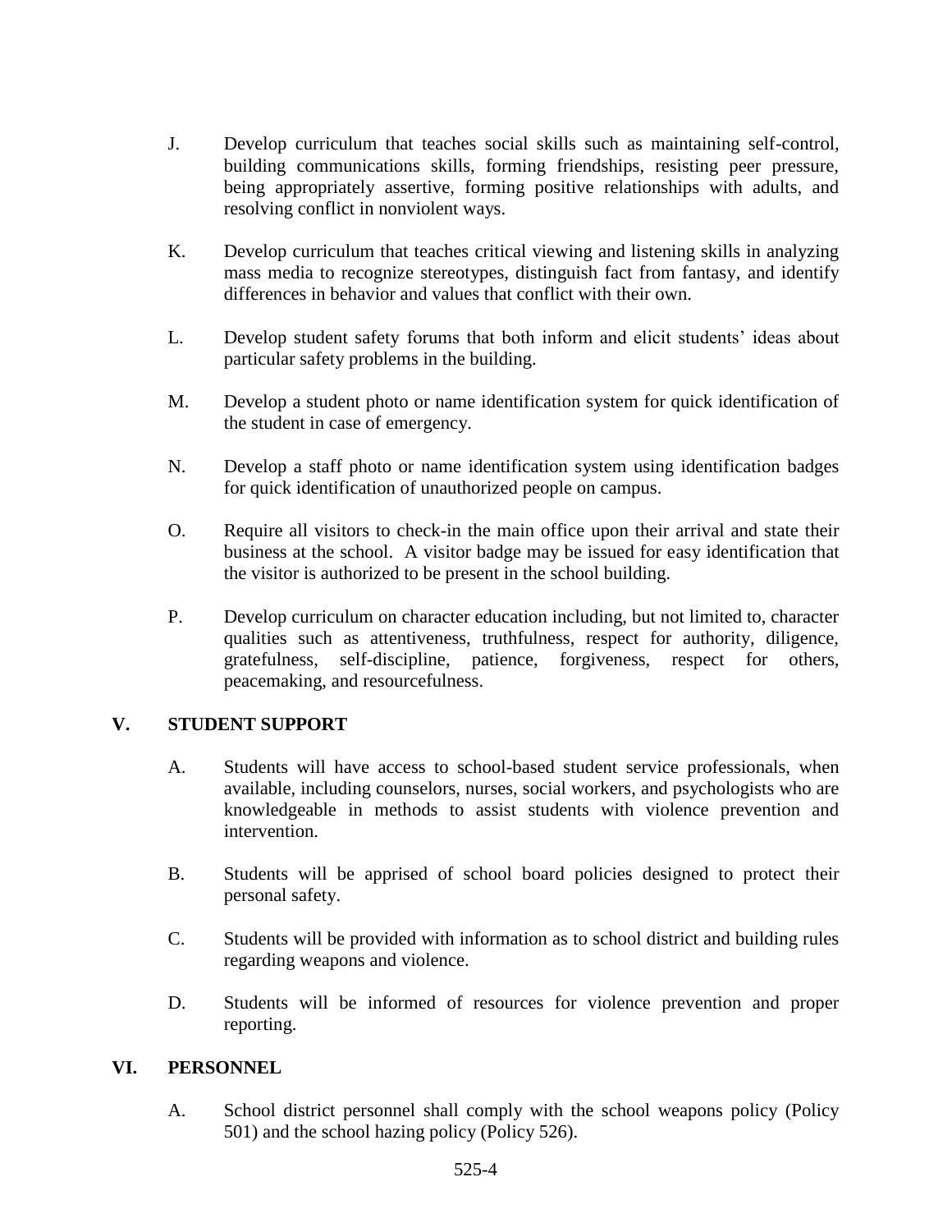J. Develop curriculum that teaches social skills such as maintaining self-control, building communications skills, forming friendships, resisting peer pressure, being appropriately assertive, forming positive relationships with adults, and resolving conflict in nonviolent ways.

K. Develop curriculum that teaches critical viewing and listening skills in analyzing mass media to recognize stereotypes, distinguish fact from fantasy, and identify differences in behavior and values that conflict with their own.

L. Develop student safety forums that both inform and elicit students' ideas about particular safety problems in the building.

M. Develop a student photo or name identification system for quick identification of the student in case of emergency.

N. Develop a staff photo or name identification system using identification badges for quick identification of unauthorized people on campus.

O. Require all visitors to check-in the main office upon their arrival and state their business at the school. A visitor badge may be issued for easy identification that the visitor is authorized to be present in the school building.

P. Develop curriculum on character education including, but not limited to, character qualities such as attentiveness, truthfulness, respect for authority, diligence, gratefulness, self-discipline, patience, forgiveness, respect for others, peacemaking, and resourcefulness.

## V. STUDENT SUPPORT

A. Students will have access to school-based student service professionals, when available, including counselors, nurses, social workers, and psychologists who are knowledgeable in methods to assist students with violence prevention and intervention.

B. Students will be apprised of school board policies designed to protect their personal safety.

C. Students will be provided with information as to school district and building rules regarding weapons and violence.

D. Students will be informed of resources for violence prevention and proper reporting.

## VI. PERSONNEL

A. School district personnel shall comply with the school weapons policy (Policy 501) and the school hazing policy (Policy 526).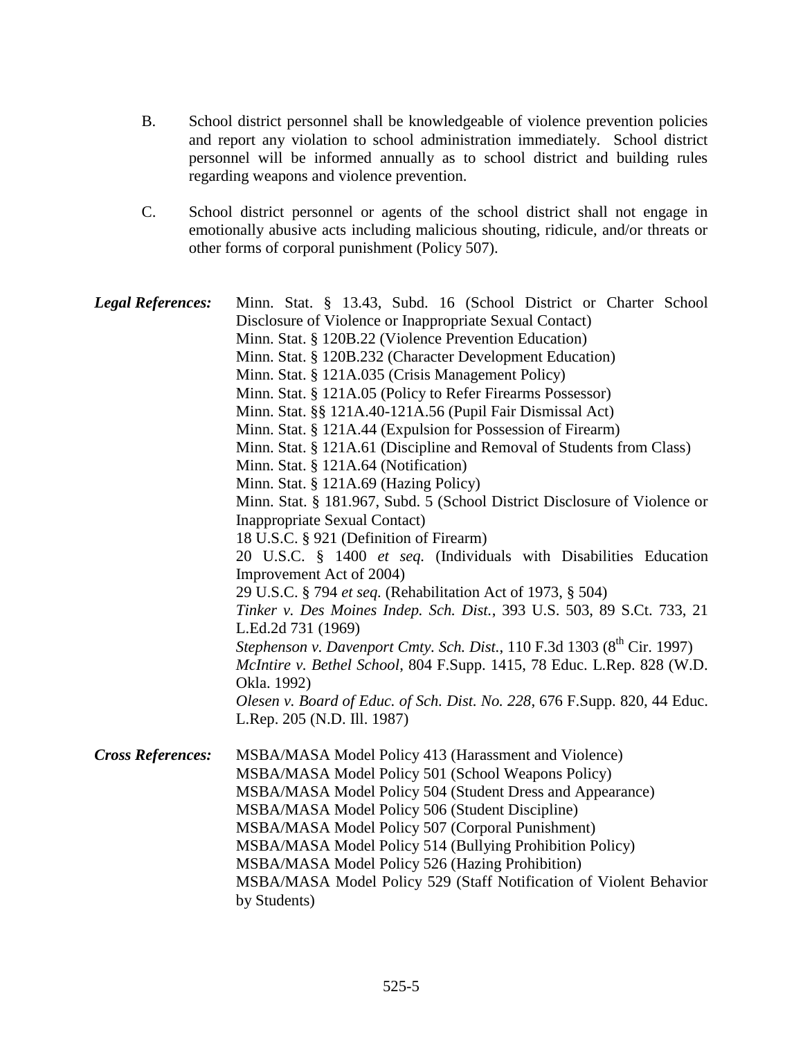B. School district personnel shall be knowledgeable of violence prevention policies and report any violation to school administration immediately. School district personnel will be informed annually as to school district and building rules regarding weapons and violence prevention.

C. School district personnel or agents of the school district shall not engage in emotionally abusive acts including malicious shouting, ridicule, and/or threats or other forms of corporal punishment (Policy 507).

***Legal References:***

Minn. Stat. § 13.43, Subd. 16 (School District or Charter School Disclosure of Violence or Inappropriate Sexual Contact)
Minn. Stat. § 120B.22 (Violence Prevention Education)
Minn. Stat. § 120B.232 (Character Development Education)
Minn. Stat. § 121A.035 (Crisis Management Policy)
Minn. Stat. § 121A.05 (Policy to Refer Firearms Possessor)
Minn. Stat. §§ 121A.40-121A.56 (Pupil Fair Dismissal Act)
Minn. Stat. § 121A.44 (Expulsion for Possession of Firearm)
Minn. Stat. § 121A.61 (Discipline and Removal of Students from Class)
Minn. Stat. § 121A.64 (Notification)
Minn. Stat. § 121A.69 (Hazing Policy)
Minn. Stat. § 181.967, Subd. 5 (School District Disclosure of Violence or Inappropriate Sexual Contact)
18 U.S.C. § 921 (Definition of Firearm)
20 U.S.C. § 1400 *et seq.* (Individuals with Disabilities Education Improvement Act of 2004)
29 U.S.C. § 794 *et seq.* (Rehabilitation Act of 1973, § 504)
*Tinker v. Des Moines Indep. Sch. Dist.*, 393 U.S. 503, 89 S.Ct. 733, 21 L.Ed.2d 731 (1969)
*Stephenson v. Davenport Cmty. Sch. Dist.*, 110 F.3d 1303 (8th Cir. 1997)
*McIntire v. Bethel School*, 804 F.Supp. 1415, 78 Educ. L.Rep. 828 (W.D. Okla. 1992)
*Olesen v. Board of Educ. of Sch. Dist. No. 228*, 676 F.Supp. 820, 44 Educ. L.Rep. 205 (N.D. Ill. 1987)

***Cross References:***

MSBA/MASA Model Policy 413 (Harassment and Violence)
MSBA/MASA Model Policy 501 (School Weapons Policy)
MSBA/MASA Model Policy 504 (Student Dress and Appearance)
MSBA/MASA Model Policy 506 (Student Discipline)
MSBA/MASA Model Policy 507 (Corporal Punishment)
MSBA/MASA Model Policy 514 (Bullying Prohibition Policy)
MSBA/MASA Model Policy 526 (Hazing Prohibition)
MSBA/MASA Model Policy 529 (Staff Notification of Violent Behavior by Students)